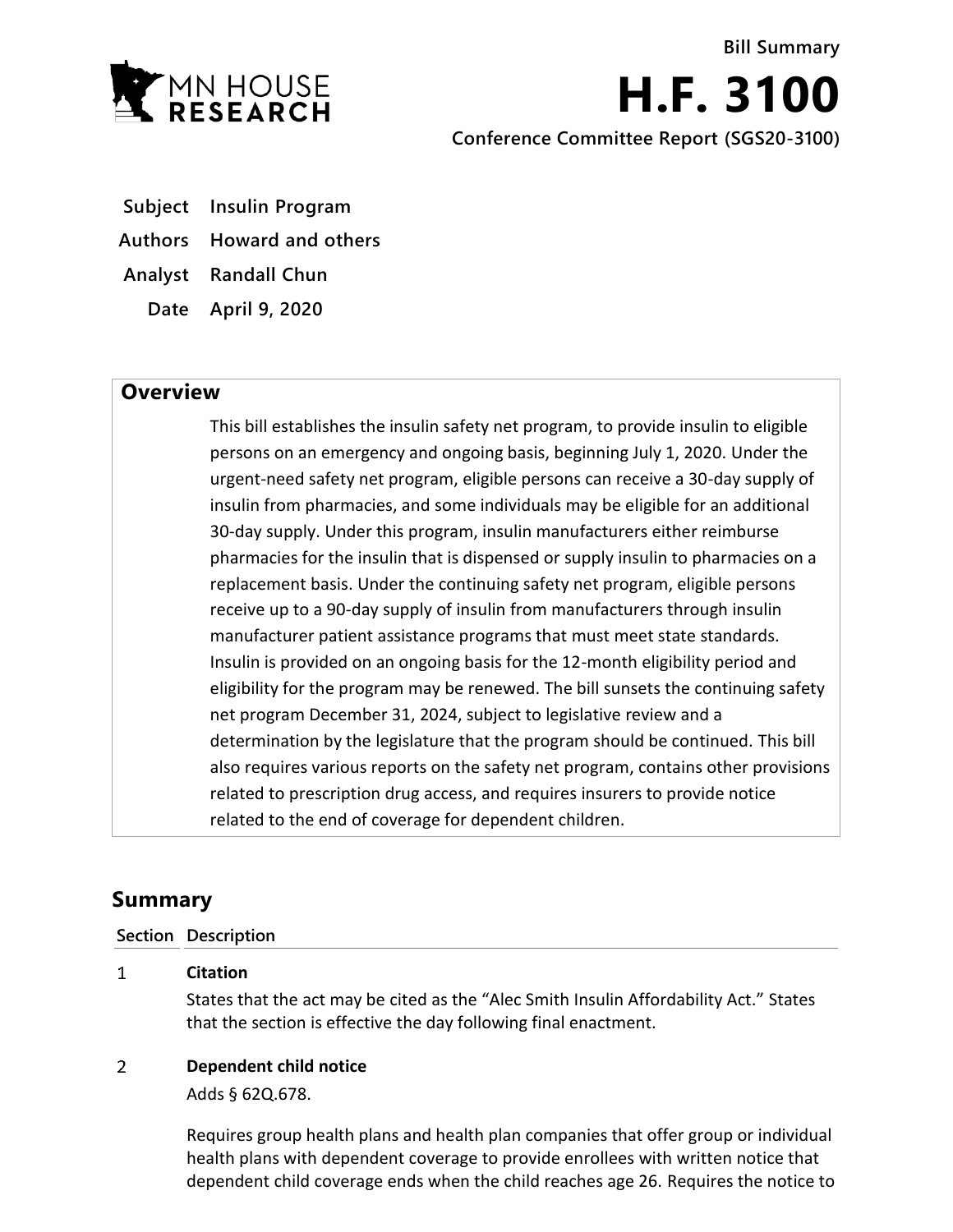MN HOUSE RESEARCH

Bill Summary

# H.F. 3100

Conference Committee Report (SGS20-3100)

**Subject** Insulin Program

**Authors** Howard and others

**Analyst** Randall Chun

**Date** April 9, 2020

## Overview

This bill establishes the insulin safety net program, to provide insulin to eligible persons on an emergency and ongoing basis, beginning July 1, 2020. Under the urgent-need safety net program, eligible persons can receive a 30-day supply of insulin from pharmacies, and some individuals may be eligible for an additional 30-day supply. Under this program, insulin manufacturers either reimburse pharmacies for the insulin that is dispensed or supply insulin to pharmacies on a replacement basis. Under the continuing safety net program, eligible persons receive up to a 90-day supply of insulin from manufacturers through insulin manufacturer patient assistance programs that must meet state standards. Insulin is provided on an ongoing basis for the 12-month eligibility period and eligibility for the program may be renewed. The bill sunsets the continuing safety net program December 31, 2024, subject to legislative review and a determination by the legislature that the program should be continued. This bill also requires various reports on the safety net program, contains other provisions related to prescription drug access, and requires insurers to provide notice related to the end of coverage for dependent children.

## Summary

**Section Description**

1 **Citation**

States that the act may be cited as the "Alec Smith Insulin Affordability Act." States that the section is effective the day following final enactment.

2 **Dependent child notice**

Adds § 62Q.678.

Requires group health plans and health plan companies that offer group or individual health plans with dependent coverage to provide enrollees with written notice that dependent child coverage ends when the child reaches age 26. Requires the notice to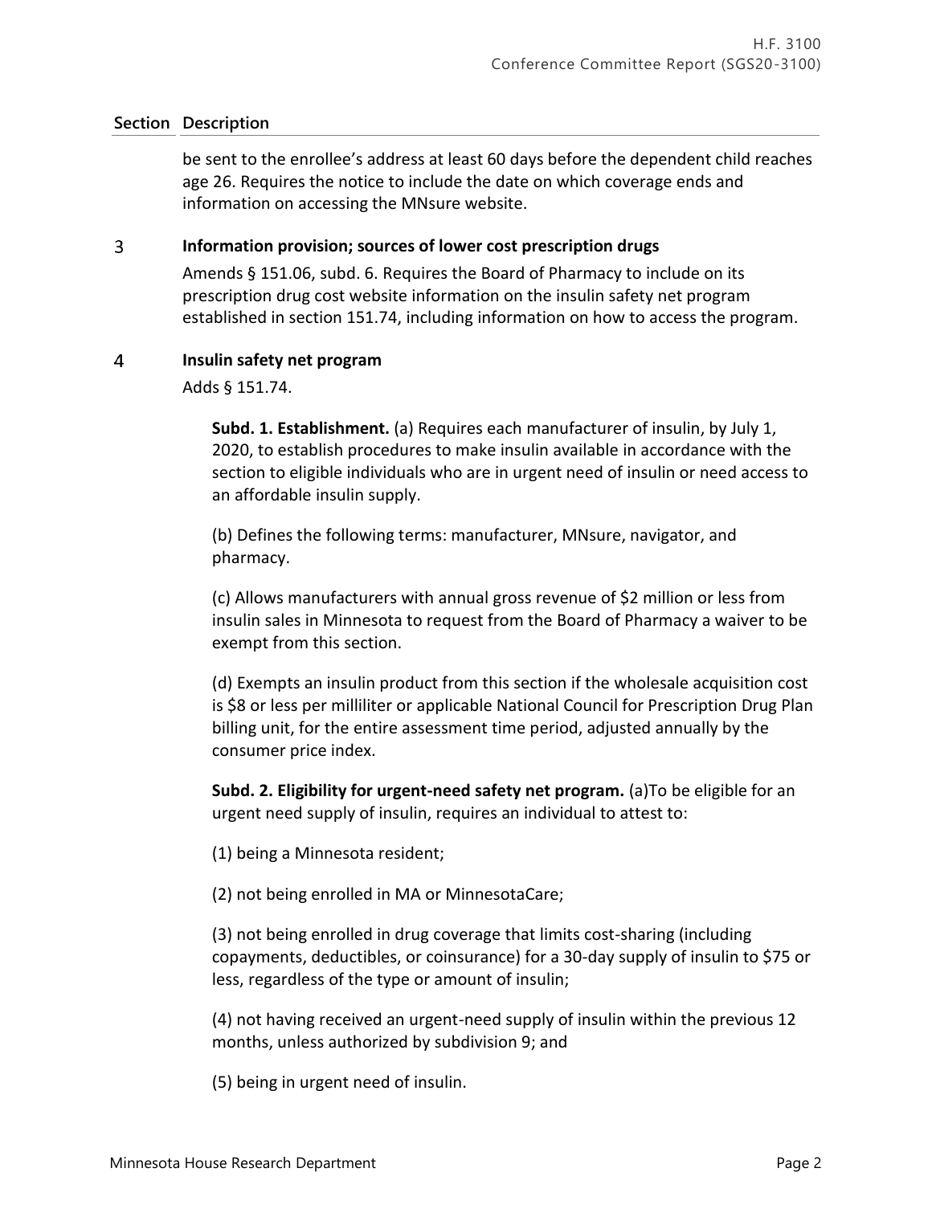| Section | Description |
|---|---|
| | be sent to the enrollee's address at least 60 days before the dependent child reaches age 26. Requires the notice to include the date on which coverage ends and information on accessing the MNsure website. |
| 3 | **Information provision; sources of lower cost prescription drugs** |
| | Amends § 151.06, subd. 6. Requires the Board of Pharmacy to include on its prescription drug cost website information on the insulin safety net program established in section 151.74, including information on how to access the program. |
| 4 | **Insulin safety net program** |
| | Adds § 151.74. |

**Subd. 1. Establishment.** (a) Requires each manufacturer of insulin, by July 1, 2020, to establish procedures to make insulin available in accordance with the section to eligible individuals who are in urgent need of insulin or need access to an affordable insulin supply.

(b) Defines the following terms: manufacturer, MNsure, navigator, and pharmacy.

(c) Allows manufacturers with annual gross revenue of $2 million or less from insulin sales in Minnesota to request from the Board of Pharmacy a waiver to be exempt from this section.

(d) Exempts an insulin product from this section if the wholesale acquisition cost is $8 or less per milliliter or applicable National Council for Prescription Drug Plan billing unit, for the entire assessment time period, adjusted annually by the consumer price index.

**Subd. 2. Eligibility for urgent-need safety net program.** (a)To be eligible for an urgent need supply of insulin, requires an individual to attest to:

(1) being a Minnesota resident;

(2) not being enrolled in MA or MinnesotaCare;

(3) not being enrolled in drug coverage that limits cost-sharing (including copayments, deductibles, or coinsurance) for a 30-day supply of insulin to $75 or less, regardless of the type or amount of insulin;

(4) not having received an urgent-need supply of insulin within the previous 12 months, unless authorized by subdivision 9; and

(5) being in urgent need of insulin.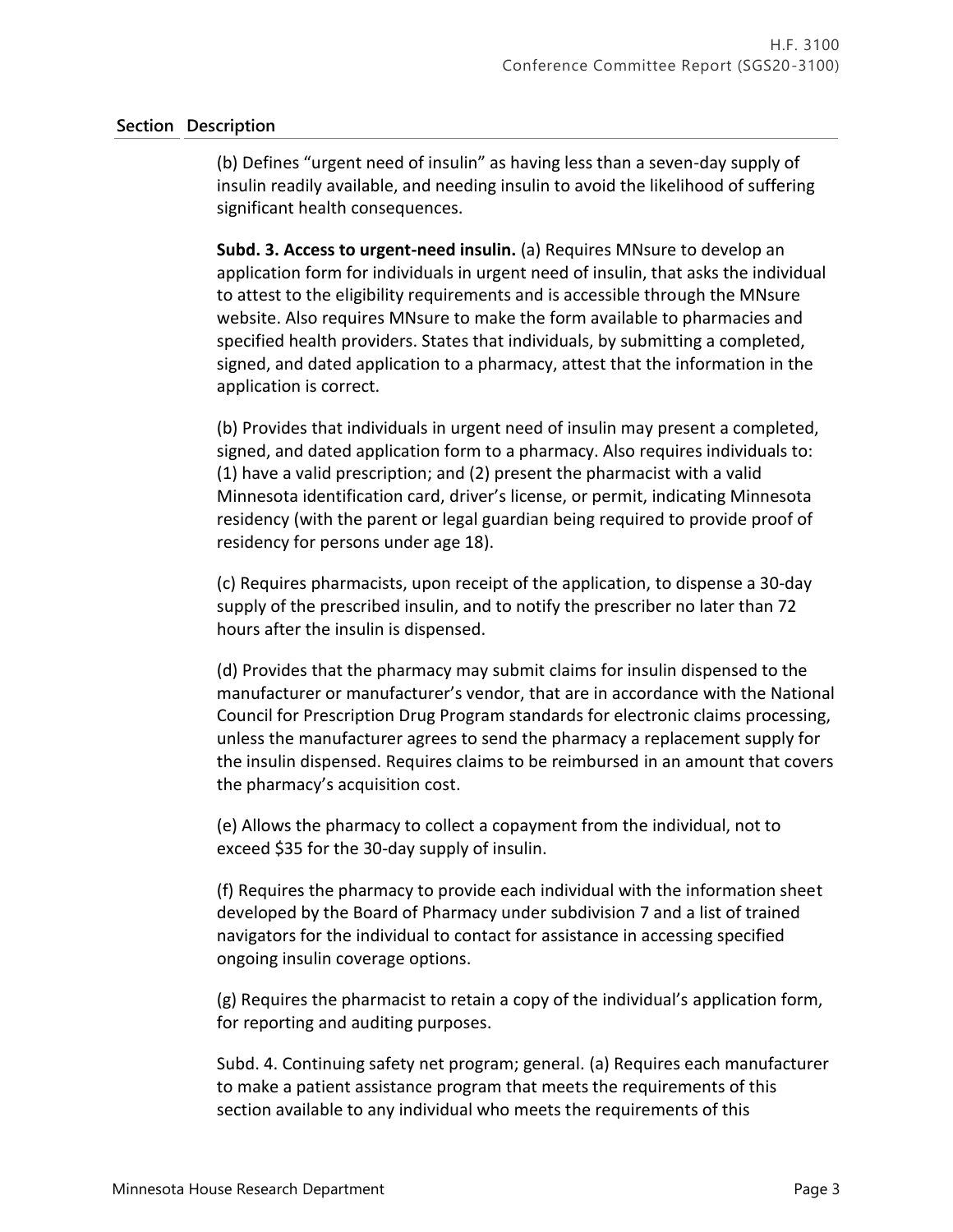| Section | Description |
|---|---|

(b) Defines "urgent need of insulin" as having less than a seven-day supply of insulin readily available, and needing insulin to avoid the likelihood of suffering significant health consequences.

**Subd. 3. Access to urgent-need insulin.** (a) Requires MNsure to develop an application form for individuals in urgent need of insulin, that asks the individual to attest to the eligibility requirements and is accessible through the MNsure website. Also requires MNsure to make the form available to pharmacies and specified health providers. States that individuals, by submitting a completed, signed, and dated application to a pharmacy, attest that the information in the application is correct.

(b) Provides that individuals in urgent need of insulin may present a completed, signed, and dated application form to a pharmacy. Also requires individuals to: (1) have a valid prescription; and (2) present the pharmacist with a valid Minnesota identification card, driver's license, or permit, indicating Minnesota residency (with the parent or legal guardian being required to provide proof of residency for persons under age 18).

(c) Requires pharmacists, upon receipt of the application, to dispense a 30-day supply of the prescribed insulin, and to notify the prescriber no later than 72 hours after the insulin is dispensed.

(d) Provides that the pharmacy may submit claims for insulin dispensed to the manufacturer or manufacturer's vendor, that are in accordance with the National Council for Prescription Drug Program standards for electronic claims processing, unless the manufacturer agrees to send the pharmacy a replacement supply for the insulin dispensed. Requires claims to be reimbursed in an amount that covers the pharmacy's acquisition cost.

(e) Allows the pharmacy to collect a copayment from the individual, not to exceed $35 for the 30-day supply of insulin.

(f) Requires the pharmacy to provide each individual with the information sheet developed by the Board of Pharmacy under subdivision 7 and a list of trained navigators for the individual to contact for assistance in accessing specified ongoing insulin coverage options.

(g) Requires the pharmacist to retain a copy of the individual's application form, for reporting and auditing purposes.

Subd. 4. Continuing safety net program; general. (a) Requires each manufacturer to make a patient assistance program that meets the requirements of this section available to any individual who meets the requirements of this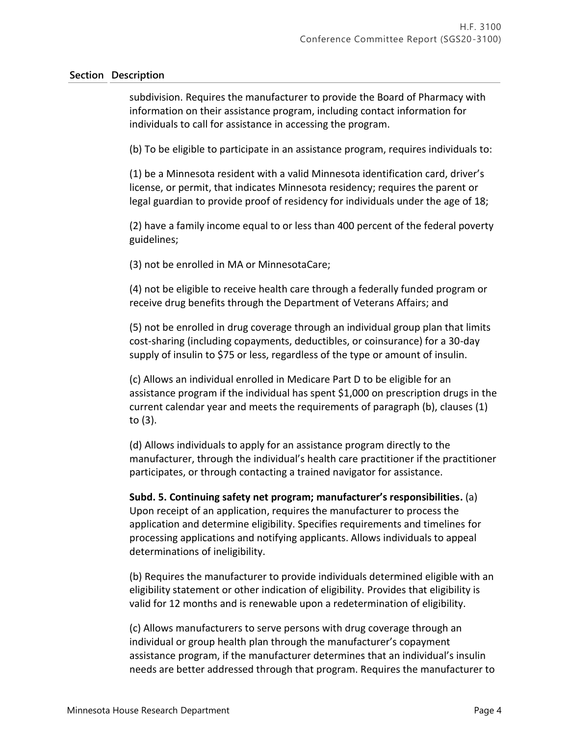| Section | Description |
|---|---|
| | subdivision. Requires the manufacturer to provide the Board of Pharmacy with information on their assistance program, including contact information for individuals to call for assistance in accessing the program.<br><br>(b) To be eligible to participate in an assistance program, requires individuals to:<br><br>(1) be a Minnesota resident with a valid Minnesota identification card, driver's license, or permit, that indicates Minnesota residency; requires the parent or legal guardian to provide proof of residency for individuals under the age of 18;<br><br>(2) have a family income equal to or less than 400 percent of the federal poverty guidelines;<br><br>(3) not be enrolled in MA or MinnesotaCare;<br><br>(4) not be eligible to receive health care through a federally funded program or receive drug benefits through the Department of Veterans Affairs; and<br><br>(5) not be enrolled in drug coverage through an individual group plan that limits cost-sharing (including copayments, deductibles, or coinsurance) for a 30-day supply of insulin to $75 or less, regardless of the type or amount of insulin.<br><br>(c) Allows an individual enrolled in Medicare Part D to be eligible for an assistance program if the individual has spent $1,000 on prescription drugs in the current calendar year and meets the requirements of paragraph (b), clauses (1) to (3).<br><br>(d) Allows individuals to apply for an assistance program directly to the manufacturer, through the individual's health care practitioner if the practitioner participates, or through contacting a trained navigator for assistance.<br><br>**Subd. 5. Continuing safety net program; manufacturer's responsibilities.** (a) Upon receipt of an application, requires the manufacturer to process the application and determine eligibility. Specifies requirements and timelines for processing applications and notifying applicants. Allows individuals to appeal determinations of ineligibility.<br><br>(b) Requires the manufacturer to provide individuals determined eligible with an eligibility statement or other indication of eligibility. Provides that eligibility is valid for 12 months and is renewable upon a redetermination of eligibility.<br><br>(c) Allows manufacturers to serve persons with drug coverage through an individual or group health plan through the manufacturer's copayment assistance program, if the manufacturer determines that an individual's insulin needs are better addressed through that program. Requires the manufacturer to |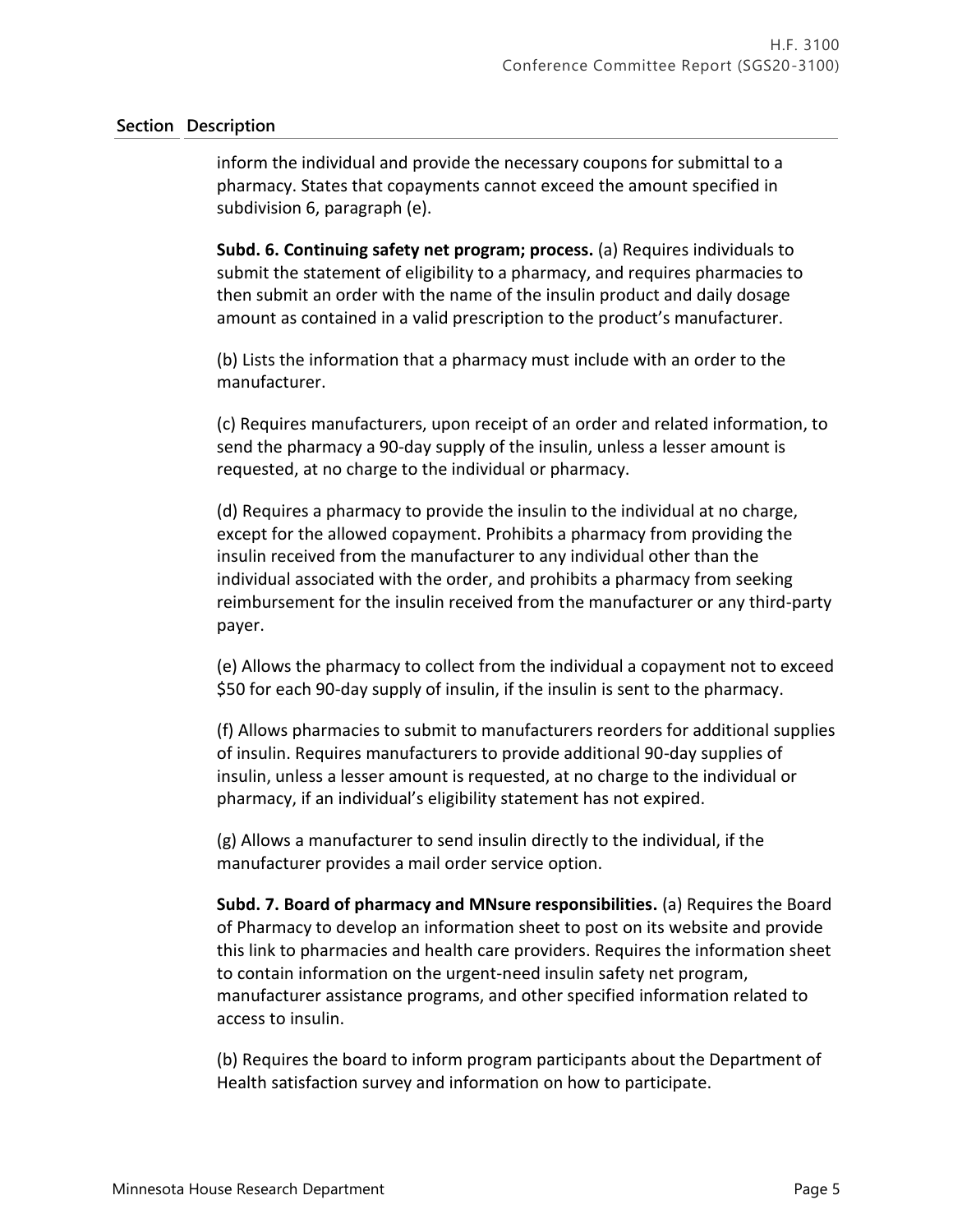| Section | Description |
|---|---|

inform the individual and provide the necessary coupons for submittal to a pharmacy. States that copayments cannot exceed the amount specified in subdivision 6, paragraph (e).

**Subd. 6. Continuing safety net program; process.** (a) Requires individuals to submit the statement of eligibility to a pharmacy, and requires pharmacies to then submit an order with the name of the insulin product and daily dosage amount as contained in a valid prescription to the product's manufacturer.

(b) Lists the information that a pharmacy must include with an order to the manufacturer.

(c) Requires manufacturers, upon receipt of an order and related information, to send the pharmacy a 90-day supply of the insulin, unless a lesser amount is requested, at no charge to the individual or pharmacy.

(d) Requires a pharmacy to provide the insulin to the individual at no charge, except for the allowed copayment. Prohibits a pharmacy from providing the insulin received from the manufacturer to any individual other than the individual associated with the order, and prohibits a pharmacy from seeking reimbursement for the insulin received from the manufacturer or any third-party payer.

(e) Allows the pharmacy to collect from the individual a copayment not to exceed $50 for each 90-day supply of insulin, if the insulin is sent to the pharmacy.

(f) Allows pharmacies to submit to manufacturers reorders for additional supplies of insulin. Requires manufacturers to provide additional 90-day supplies of insulin, unless a lesser amount is requested, at no charge to the individual or pharmacy, if an individual's eligibility statement has not expired.

(g) Allows a manufacturer to send insulin directly to the individual, if the manufacturer provides a mail order service option.

**Subd. 7. Board of pharmacy and MNsure responsibilities.** (a) Requires the Board of Pharmacy to develop an information sheet to post on its website and provide this link to pharmacies and health care providers. Requires the information sheet to contain information on the urgent-need insulin safety net program, manufacturer assistance programs, and other specified information related to access to insulin.

(b) Requires the board to inform program participants about the Department of Health satisfaction survey and information on how to participate.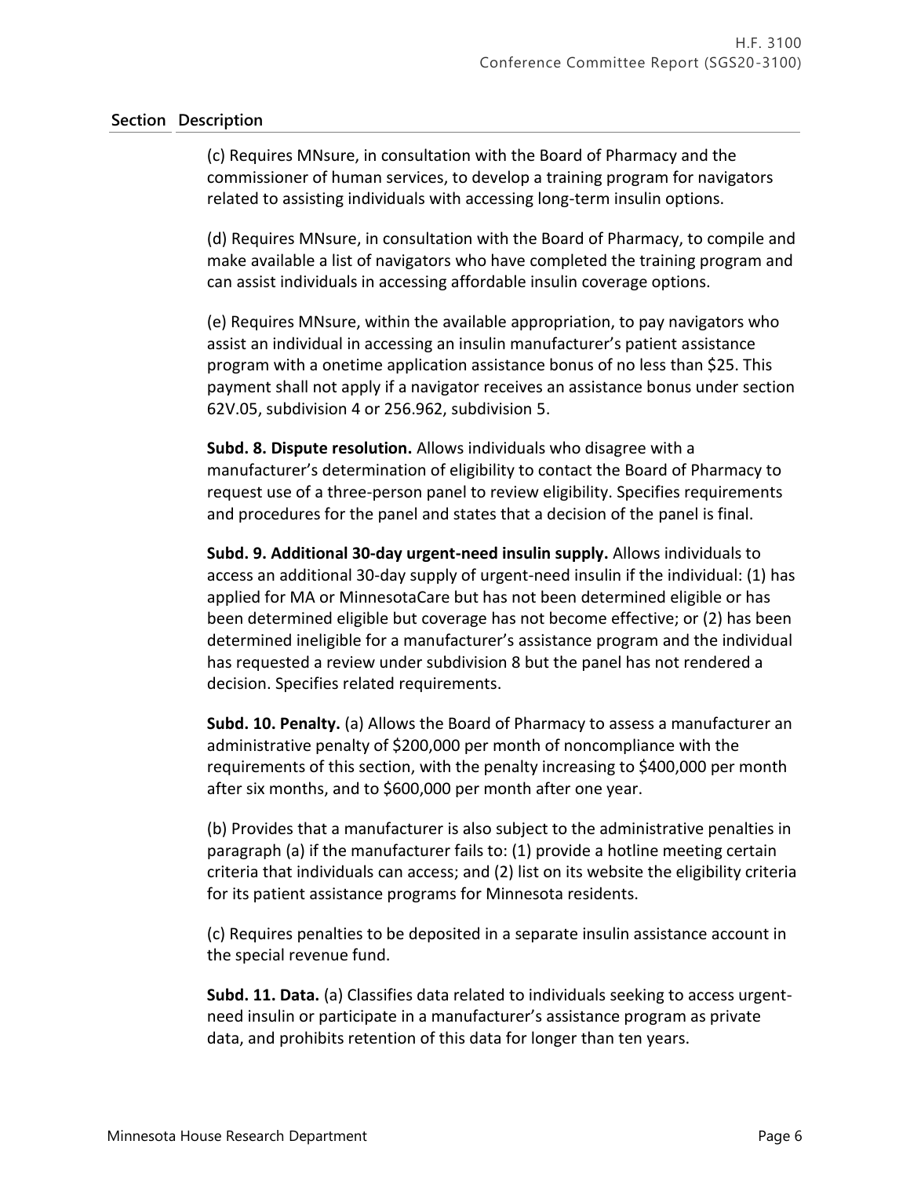| Section | Description |
|---|---|

(c) Requires MNsure, in consultation with the Board of Pharmacy and the commissioner of human services, to develop a training program for navigators related to assisting individuals with accessing long-term insulin options.

(d) Requires MNsure, in consultation with the Board of Pharmacy, to compile and make available a list of navigators who have completed the training program and can assist individuals in accessing affordable insulin coverage options.

(e) Requires MNsure, within the available appropriation, to pay navigators who assist an individual in accessing an insulin manufacturer's patient assistance program with a onetime application assistance bonus of no less than $25. This payment shall not apply if a navigator receives an assistance bonus under section 62V.05, subdivision 4 or 256.962, subdivision 5.

**Subd. 8. Dispute resolution.** Allows individuals who disagree with a manufacturer's determination of eligibility to contact the Board of Pharmacy to request use of a three-person panel to review eligibility. Specifies requirements and procedures for the panel and states that a decision of the panel is final.

**Subd. 9. Additional 30-day urgent-need insulin supply.** Allows individuals to access an additional 30-day supply of urgent-need insulin if the individual: (1) has applied for MA or MinnesotaCare but has not been determined eligible or has been determined eligible but coverage has not become effective; or (2) has been determined ineligible for a manufacturer's assistance program and the individual has requested a review under subdivision 8 but the panel has not rendered a decision. Specifies related requirements.

**Subd. 10. Penalty.** (a) Allows the Board of Pharmacy to assess a manufacturer an administrative penalty of $200,000 per month of noncompliance with the requirements of this section, with the penalty increasing to $400,000 per month after six months, and to $600,000 per month after one year.

(b) Provides that a manufacturer is also subject to the administrative penalties in paragraph (a) if the manufacturer fails to: (1) provide a hotline meeting certain criteria that individuals can access; and (2) list on its website the eligibility criteria for its patient assistance programs for Minnesota residents.

(c) Requires penalties to be deposited in a separate insulin assistance account in the special revenue fund.

**Subd. 11. Data.** (a) Classifies data related to individuals seeking to access urgent-need insulin or participate in a manufacturer's assistance program as private data, and prohibits retention of this data for longer than ten years.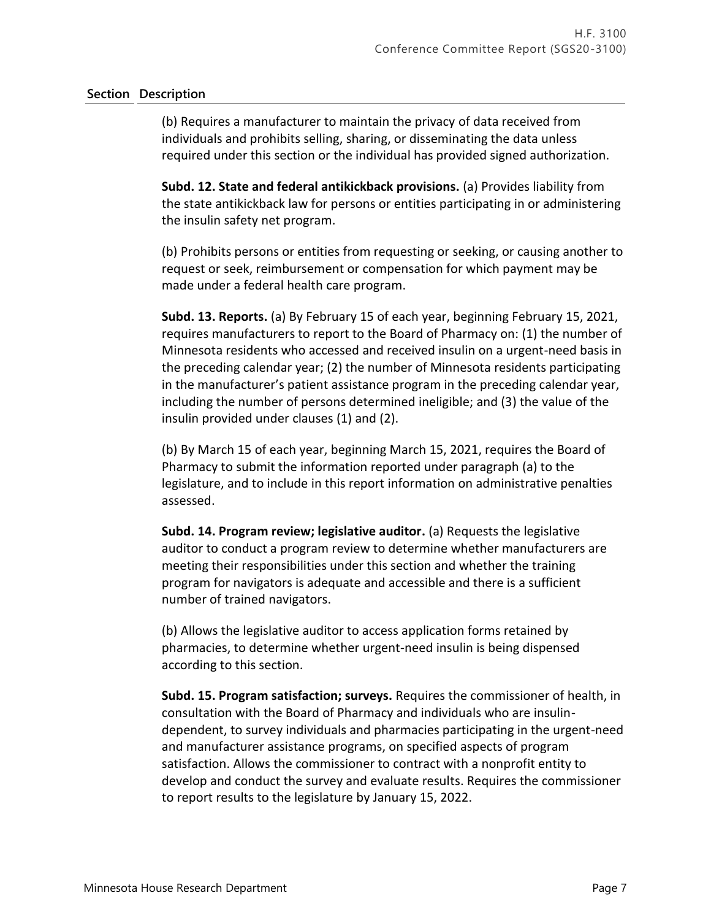| Section | Description |
|---|---|

(b) Requires a manufacturer to maintain the privacy of data received from individuals and prohibits selling, sharing, or disseminating the data unless required under this section or the individual has provided signed authorization.

**Subd. 12. State and federal antikickback provisions.** (a) Provides liability from the state antikickback law for persons or entities participating in or administering the insulin safety net program.

(b) Prohibits persons or entities from requesting or seeking, or causing another to request or seek, reimbursement or compensation for which payment may be made under a federal health care program.

**Subd. 13. Reports.** (a) By February 15 of each year, beginning February 15, 2021, requires manufacturers to report to the Board of Pharmacy on: (1) the number of Minnesota residents who accessed and received insulin on a urgent-need basis in the preceding calendar year; (2) the number of Minnesota residents participating in the manufacturer's patient assistance program in the preceding calendar year, including the number of persons determined ineligible; and (3) the value of the insulin provided under clauses (1) and (2).

(b) By March 15 of each year, beginning March 15, 2021, requires the Board of Pharmacy to submit the information reported under paragraph (a) to the legislature, and to include in this report information on administrative penalties assessed.

**Subd. 14. Program review; legislative auditor.** (a) Requests the legislative auditor to conduct a program review to determine whether manufacturers are meeting their responsibilities under this section and whether the training program for navigators is adequate and accessible and there is a sufficient number of trained navigators.

(b) Allows the legislative auditor to access application forms retained by pharmacies, to determine whether urgent-need insulin is being dispensed according to this section.

**Subd. 15. Program satisfaction; surveys.** Requires the commissioner of health, in consultation with the Board of Pharmacy and individuals who are insulin-dependent, to survey individuals and pharmacies participating in the urgent-need and manufacturer assistance programs, on specified aspects of program satisfaction. Allows the commissioner to contract with a nonprofit entity to develop and conduct the survey and evaluate results. Requires the commissioner to report results to the legislature by January 15, 2022.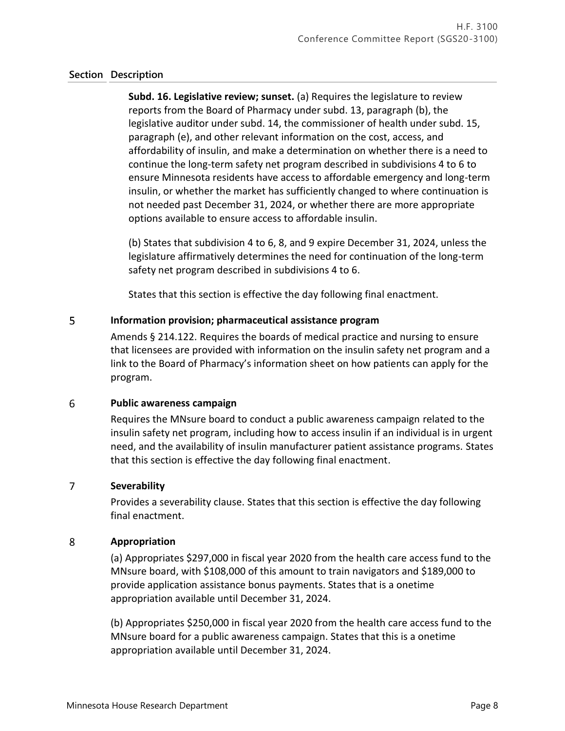| Section | Description |
|---|---|
| | **Subd. 16. Legislative review; sunset.** (a) Requires the legislature to review reports from the Board of Pharmacy under subd. 13, paragraph (b), the legislative auditor under subd. 14, the commissioner of health under subd. 15, paragraph (e), and other relevant information on the cost, access, and affordability of insulin, and make a determination on whether there is a need to continue the long-term safety net program described in subdivisions 4 to 6 to ensure Minnesota residents have access to affordable emergency and long-term insulin, or whether the market has sufficiently changed to where continuation is not needed past December 31, 2024, or whether there are more appropriate options available to ensure access to affordable insulin.<br><br>(b) States that subdivision 4 to 6, 8, and 9 expire December 31, 2024, unless the legislature affirmatively determines the need for continuation of the long-term safety net program described in subdivisions 4 to 6.<br><br>States that this section is effective the day following final enactment. |
| 5 | **Information provision; pharmaceutical assistance program**<br><br>Amends § 214.122. Requires the boards of medical practice and nursing to ensure that licensees are provided with information on the insulin safety net program and a link to the Board of Pharmacy's information sheet on how patients can apply for the program. |
| 6 | **Public awareness campaign**<br><br>Requires the MNsure board to conduct a public awareness campaign related to the insulin safety net program, including how to access insulin if an individual is in urgent need, and the availability of insulin manufacturer patient assistance programs. States that this section is effective the day following final enactment. |
| 7 | **Severability**<br><br>Provides a severability clause. States that this section is effective the day following final enactment. |
| 8 | **Appropriation**<br><br>(a) Appropriates $297,000 in fiscal year 2020 from the health care access fund to the MNsure board, with $108,000 of this amount to train navigators and $189,000 to provide application assistance bonus payments. States that is a onetime appropriation available until December 31, 2024.<br><br>(b) Appropriates $250,000 in fiscal year 2020 from the health care access fund to the MNsure board for a public awareness campaign. States that this is a onetime appropriation available until December 31, 2024. |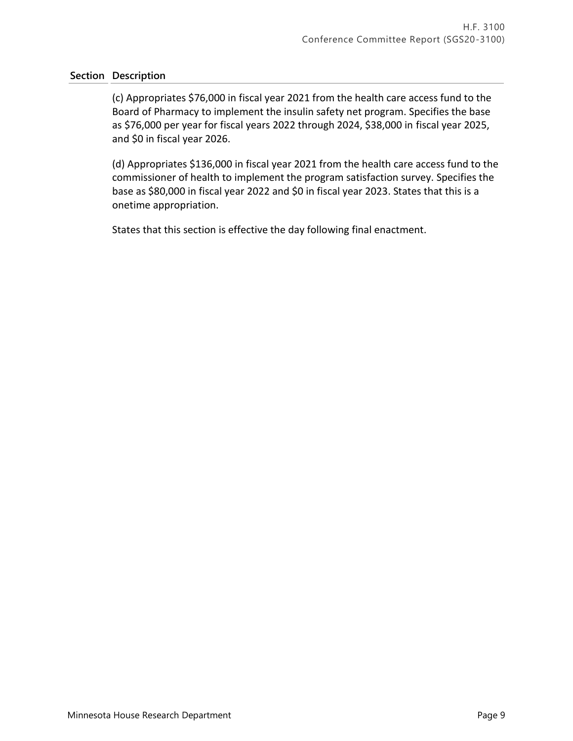| Section | Description |
|---|---|
| | (c) Appropriates $76,000 in fiscal year 2021 from the health care access fund to the Board of Pharmacy to implement the insulin safety net program. Specifies the base as $76,000 per year for fiscal years 2022 through 2024, $38,000 in fiscal year 2025, and $0 in fiscal year 2026.<br><br>(d) Appropriates $136,000 in fiscal year 2021 from the health care access fund to the commissioner of health to implement the program satisfaction survey. Specifies the base as $80,000 in fiscal year 2022 and $0 in fiscal year 2023. States that this is a onetime appropriation.<br><br>States that this section is effective the day following final enactment. |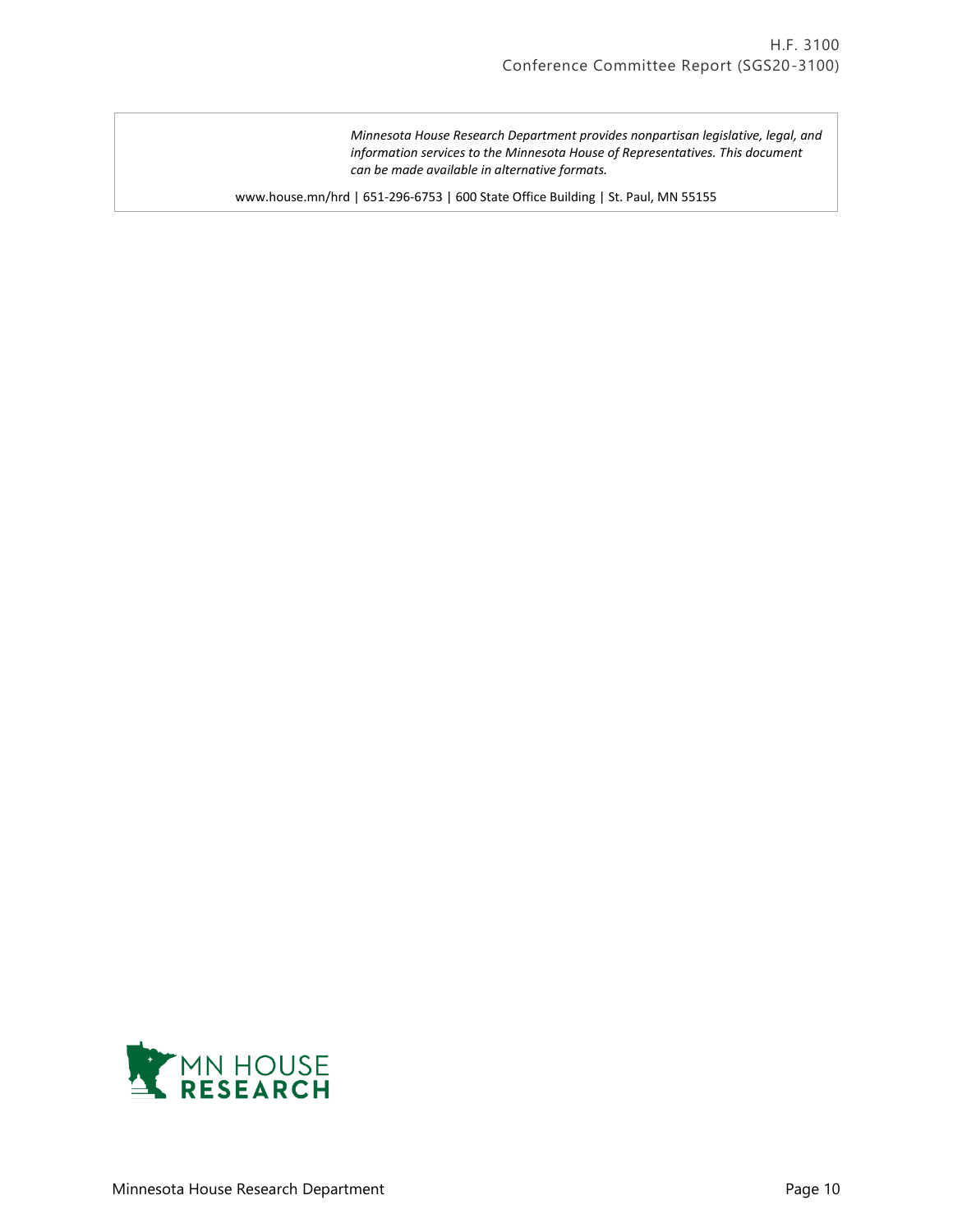*Minnesota House Research Department provides nonpartisan legislative, legal, and information services to the Minnesota House of Representatives. This document can be made available in alternative formats.*

www.house.mn/hrd | 651-296-6753 | 600 State Office Building | St. Paul, MN 55155

MN HOUSE RESEARCH